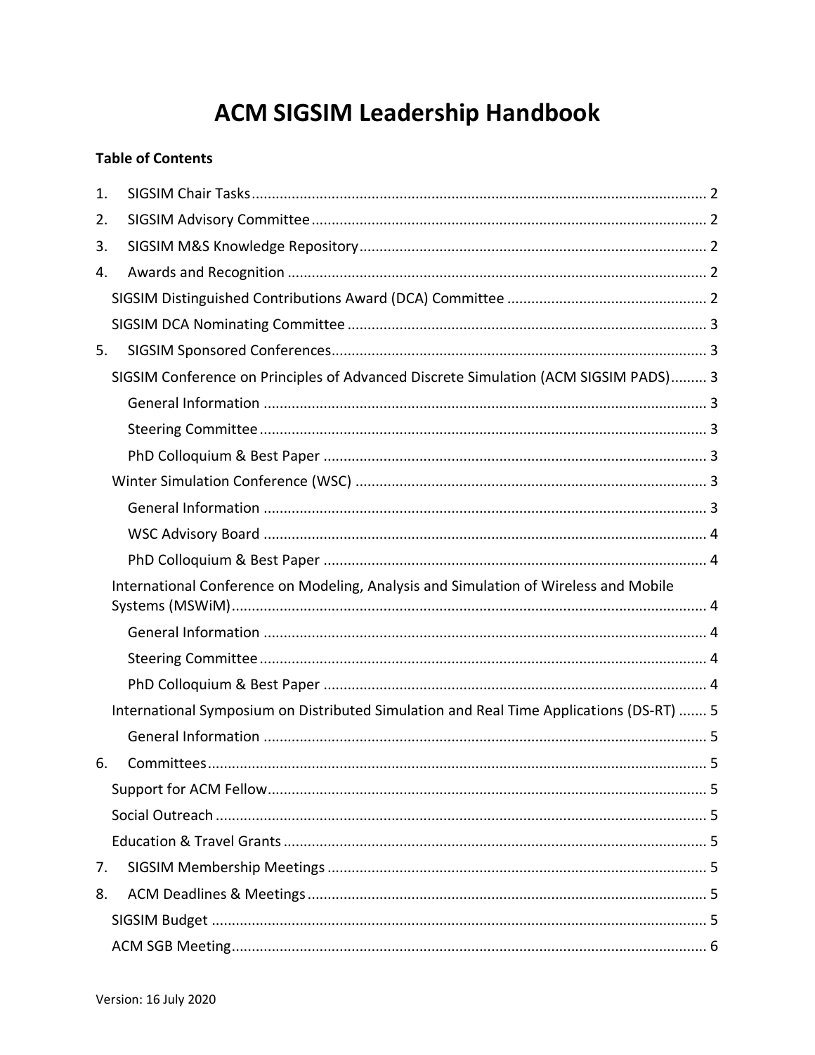# ACM SIGSIM Leadership Handbook

**Table of Contents**

1. SIGSIM Chair Tasks ..... 2
2. SIGSIM Advisory Committee ..... 2
3. SIGSIM M&S Knowledge Repository ..... 2
4. Awards and Recognition ..... 2
    - SIGSIM Distinguished Contributions Award (DCA) Committee ..... 2
    - SIGSIM DCA Nominating Committee ..... 3
5. SIGSIM Sponsored Conferences ..... 3
    - SIGSIM Conference on Principles of Advanced Discrete Simulation (ACM SIGSIM PADS) ..... 3
        - General Information ..... 3
        - Steering Committee ..... 3
        - PhD Colloquium & Best Paper ..... 3
    - Winter Simulation Conference (WSC) ..... 3
        - General Information ..... 3
        - WSC Advisory Board ..... 4
        - PhD Colloquium & Best Paper ..... 4
    - International Conference on Modeling, Analysis and Simulation of Wireless and Mobile Systems (MSWiM) ..... 4
        - General Information ..... 4
        - Steering Committee ..... 4
        - PhD Colloquium & Best Paper ..... 4
    - International Symposium on Distributed Simulation and Real Time Applications (DS-RT) ..... 5
        - General Information ..... 5
6. Committees ..... 5
    - Support for ACM Fellow ..... 5
    - Social Outreach ..... 5
    - Education & Travel Grants ..... 5
7. SIGSIM Membership Meetings ..... 5
8. ACM Deadlines & Meetings ..... 5
    - SIGSIM Budget ..... 5
    - ACM SGB Meeting ..... 6

Version: 16 July 2020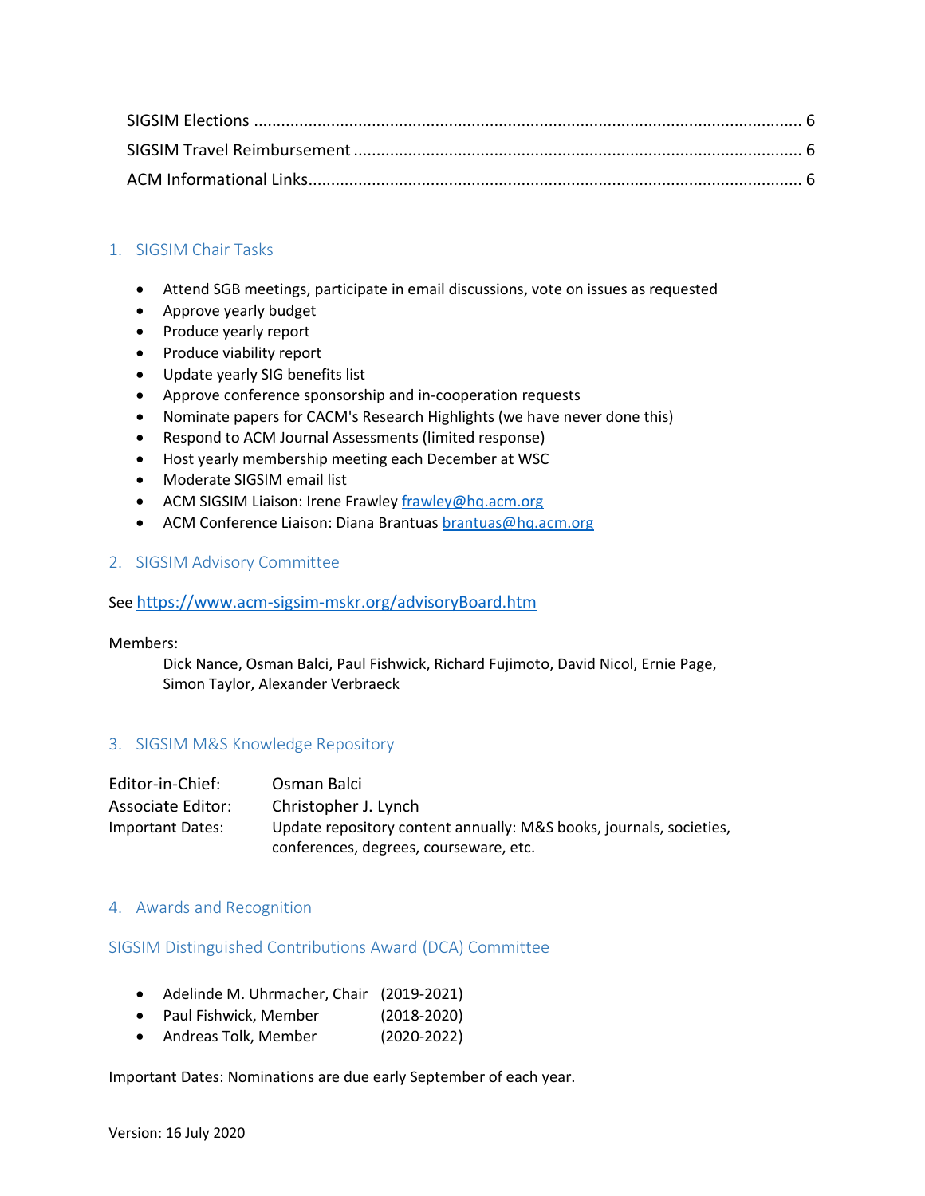SIGSIM Elections ........................................................................................................................ 6
SIGSIM Travel Reimbursement ................................................................................................... 6
ACM Informational Links............................................................................................................ 6

## 1. SIGSIM Chair Tasks

- Attend SGB meetings, participate in email discussions, vote on issues as requested
- Approve yearly budget
- Produce yearly report
- Produce viability report
- Update yearly SIG benefits list
- Approve conference sponsorship and in-cooperation requests
- Nominate papers for CACM's Research Highlights (we have never done this)
- Respond to ACM Journal Assessments (limited response)
- Host yearly membership meeting each December at WSC
- Moderate SIGSIM email list
- ACM SIGSIM Liaison: Irene Frawley frawley@hq.acm.org
- ACM Conference Liaison: Diana Brantuas brantuas@hq.acm.org

## 2. SIGSIM Advisory Committee

See https://www.acm-sigsim-mskr.org/advisoryBoard.htm

Members:

Dick Nance, Osman Balci, Paul Fishwick, Richard Fujimoto, David Nicol, Ernie Page, Simon Taylor, Alexander Verbraeck

## 3. SIGSIM M&S Knowledge Repository

Editor-in-Chief: Osman Balci
Associate Editor: Christopher J. Lynch
Important Dates: Update repository content annually: M&S books, journals, societies, conferences, degrees, courseware, etc.

## 4. Awards and Recognition

### SIGSIM Distinguished Contributions Award (DCA) Committee

- Adelinde M. Uhrmacher, Chair (2019-2021)
- Paul Fishwick, Member (2018-2020)
- Andreas Tolk, Member (2020-2022)

Important Dates: Nominations are due early September of each year.

Version: 16 July 2020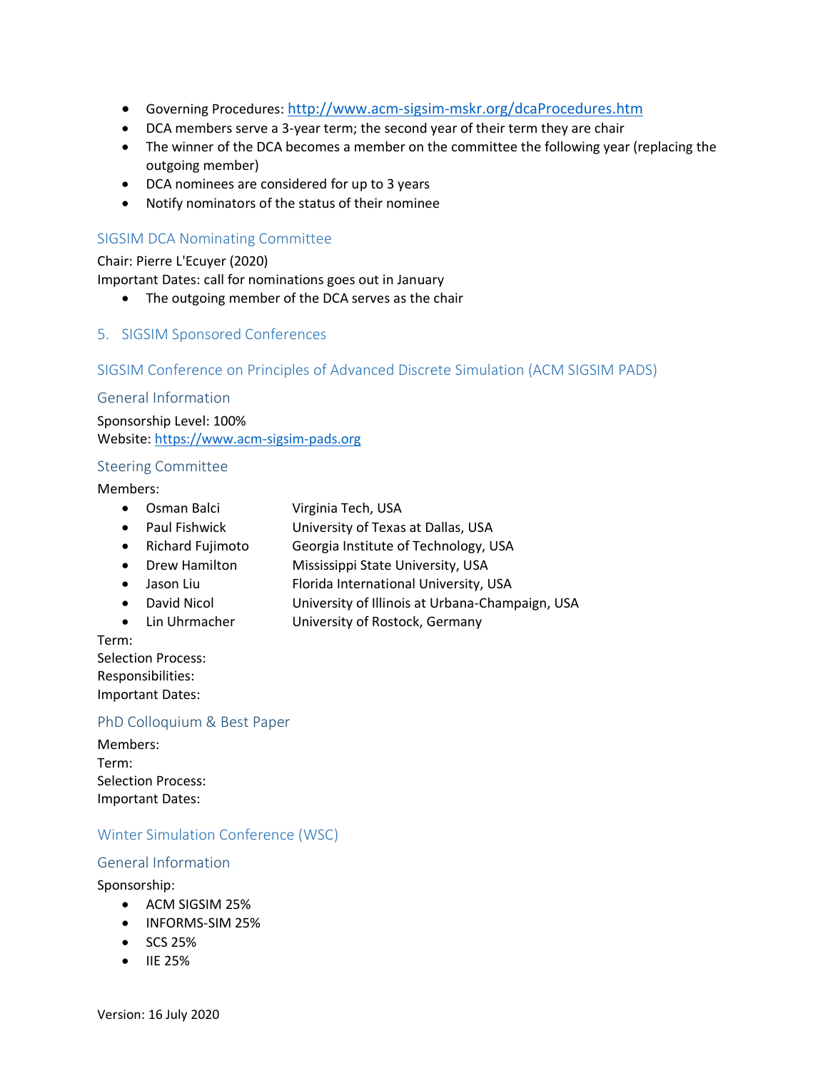- Governing Procedures: http://www.acm-sigsim-mskr.org/dcaProcedures.htm
- DCA members serve a 3-year term; the second year of their term they are chair
- The winner of the DCA becomes a member on the committee the following year (replacing the outgoing member)
- DCA nominees are considered for up to 3 years
- Notify nominators of the status of their nominee

### SIGSIM DCA Nominating Committee

Chair: Pierre L'Ecuyer (2020)
Important Dates: call for nominations goes out in January

- The outgoing member of the DCA serves as the chair

## 5. SIGSIM Sponsored Conferences

### SIGSIM Conference on Principles of Advanced Discrete Simulation (ACM SIGSIM PADS)

#### General Information

Sponsorship Level: 100%
Website: https://www.acm-sigsim-pads.org

#### Steering Committee

Members:

- Osman Balci — Virginia Tech, USA
- Paul Fishwick — University of Texas at Dallas, USA
- Richard Fujimoto — Georgia Institute of Technology, USA
- Drew Hamilton — Mississippi State University, USA
- Jason Liu — Florida International University, USA
- David Nicol — University of Illinois at Urbana-Champaign, USA
- Lin Uhrmacher — University of Rostock, Germany

Term:
Selection Process:
Responsibilities:
Important Dates:

#### PhD Colloquium & Best Paper

Members:
Term:
Selection Process:
Important Dates:

### Winter Simulation Conference (WSC)

#### General Information

Sponsorship:

- ACM SIGSIM 25%
- INFORMS-SIM 25%
- SCS 25%
- IIE 25%

Version: 16 July 2020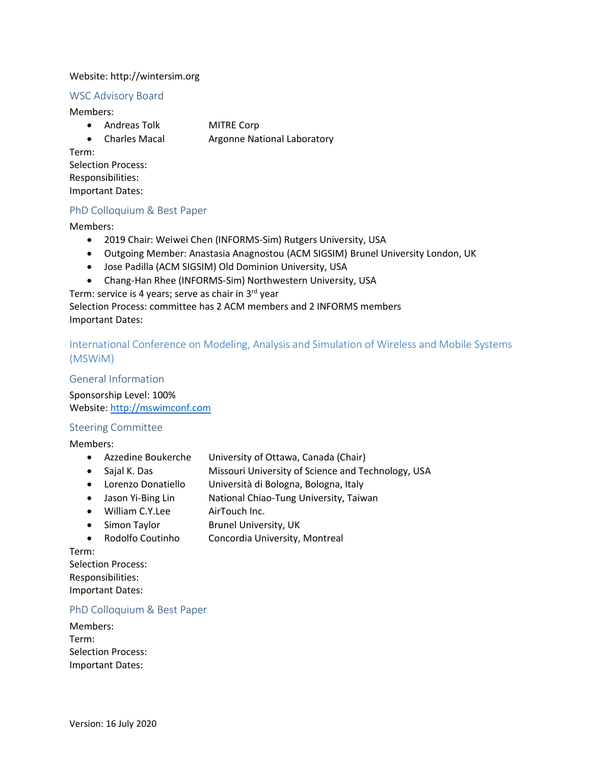Website: http://wintersim.org

### WSC Advisory Board

Members:

- Andreas Tolk MITRE Corp
- Charles Macal Argonne National Laboratory

Term:
Selection Process:
Responsibilities:
Important Dates:

### PhD Colloquium & Best Paper

Members:

- 2019 Chair: Weiwei Chen (INFORMS-Sim) Rutgers University, USA
- Outgoing Member: Anastasia Anagnostou (ACM SIGSIM) Brunel University London, UK
- Jose Padilla (ACM SIGSIM) Old Dominion University, USA
- Chang-Han Rhee (INFORMS-Sim) Northwestern University, USA

Term: service is 4 years; serve as chair in 3rd year
Selection Process: committee has 2 ACM members and 2 INFORMS members
Important Dates:

## International Conference on Modeling, Analysis and Simulation of Wireless and Mobile Systems (MSWiM)

### General Information

Sponsorship Level: 100%
Website: http://mswimconf.com

### Steering Committee

Members:

- Azzedine Boukerche University of Ottawa, Canada (Chair)
- Sajal K. Das Missouri University of Science and Technology, USA
- Lorenzo Donatiello Università di Bologna, Bologna, Italy
- Jason Yi-Bing Lin National Chiao-Tung University, Taiwan
- William C.Y.Lee AirTouch Inc.
- Simon Taylor Brunel University, UK
- Rodolfo Coutinho Concordia University, Montreal

Term:
Selection Process:
Responsibilities:
Important Dates:

### PhD Colloquium & Best Paper

Members:
Term:
Selection Process:
Important Dates:

Version: 16 July 2020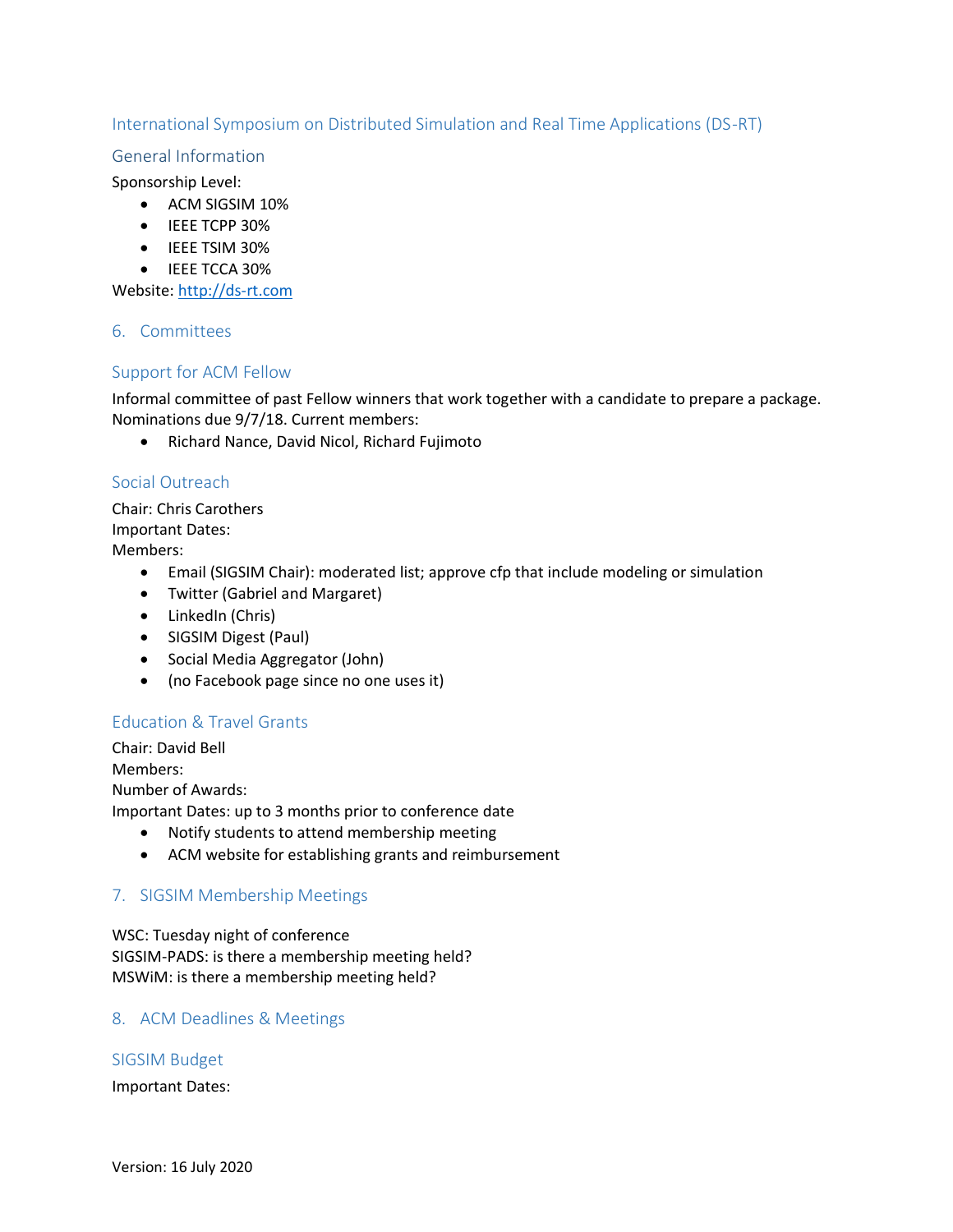## International Symposium on Distributed Simulation and Real Time Applications (DS-RT)

### General Information

Sponsorship Level:

- ACM SIGSIM 10%
- IEEE TCPP 30%
- IEEE TSIM 30%
- IEEE TCCA 30%

Website: http://ds-rt.com

## 6. Committees

### Support for ACM Fellow

Informal committee of past Fellow winners that work together with a candidate to prepare a package. Nominations due 9/7/18. Current members:

- Richard Nance, David Nicol, Richard Fujimoto

### Social Outreach

Chair: Chris Carothers
Important Dates:
Members:

- Email (SIGSIM Chair): moderated list; approve cfp that include modeling or simulation
- Twitter (Gabriel and Margaret)
- LinkedIn (Chris)
- SIGSIM Digest (Paul)
- Social Media Aggregator (John)
- (no Facebook page since no one uses it)

### Education & Travel Grants

Chair: David Bell
Members:
Number of Awards:
Important Dates: up to 3 months prior to conference date

- Notify students to attend membership meeting
- ACM website for establishing grants and reimbursement

## 7. SIGSIM Membership Meetings

WSC: Tuesday night of conference
SIGSIM-PADS: is there a membership meeting held?
MSWiM: is there a membership meeting held?

## 8. ACM Deadlines & Meetings

### SIGSIM Budget

Important Dates:

Version: 16 July 2020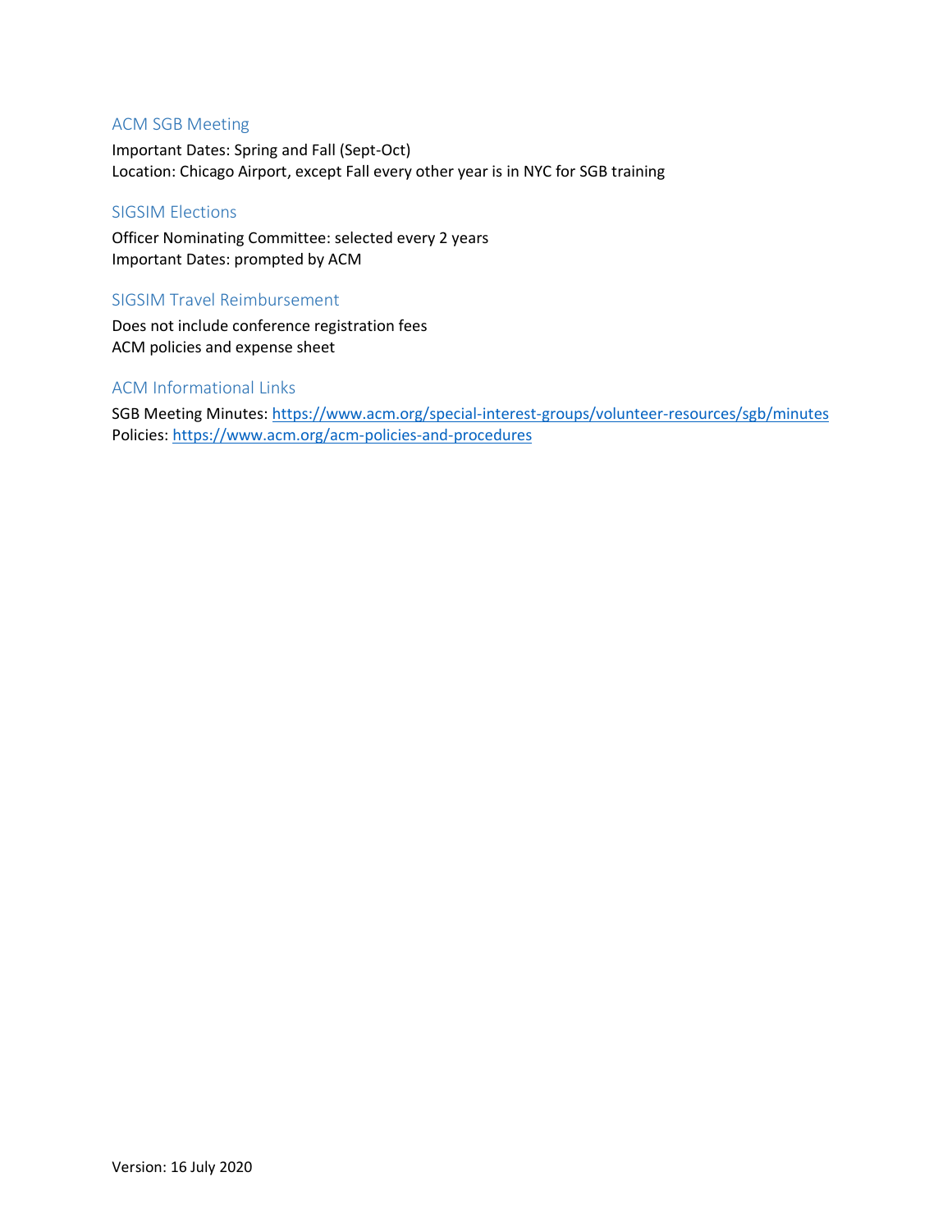## ACM SGB Meeting

Important Dates: Spring and Fall (Sept-Oct)
Location: Chicago Airport, except Fall every other year is in NYC for SGB training

## SIGSIM Elections

Officer Nominating Committee: selected every 2 years
Important Dates: prompted by ACM

## SIGSIM Travel Reimbursement

Does not include conference registration fees
ACM policies and expense sheet

## ACM Informational Links

SGB Meeting Minutes: https://www.acm.org/special-interest-groups/volunteer-resources/sgb/minutes
Policies: https://www.acm.org/acm-policies-and-procedures

Version: 16 July 2020